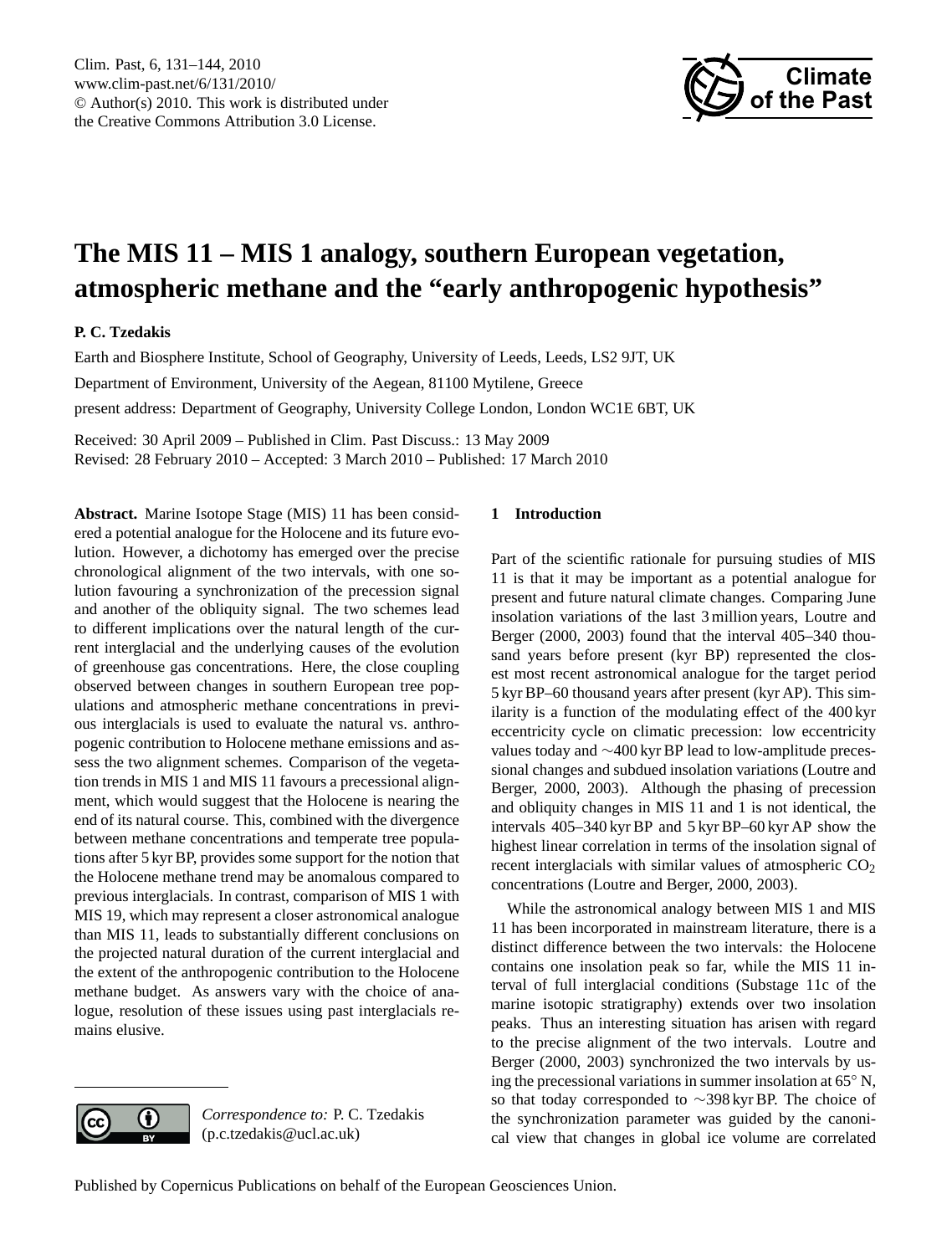# The MIS 11 – MIS 1 analogy, southern European vegetation, atmospheric methane and the "early anthropogenic hypothesis"

**P. C. Tzedakis**

Earth and Biosphere Institute, School of Geography, University of Leeds, Leeds, LS2 9JT, UK

Department of Environment, University of the Aegean, 81100 Mytilene, Greece

present address: Department of Geography, University College London, London WC1E 6BT, UK

Received: 30 April 2009 – Published in Clim. Past Discuss.: 13 May 2009
Revised: 28 February 2010 – Accepted: 3 March 2010 – Published: 17 March 2010

**Abstract.** Marine Isotope Stage (MIS) 11 has been considered a potential analogue for the Holocene and its future evolution. However, a dichotomy has emerged over the precise chronological alignment of the two intervals, with one solution favouring a synchronization of the precession signal and another of the obliquity signal. The two schemes lead to different implications over the natural length of the current interglacial and the underlying causes of the evolution of greenhouse gas concentrations. Here, the close coupling observed between changes in southern European tree populations and atmospheric methane concentrations in previous interglacials is used to evaluate the natural vs. anthropogenic contribution to Holocene methane emissions and assess the two alignment schemes. Comparison of the vegetation trends in MIS 1 and MIS 11 favours a precessional alignment, which would suggest that the Holocene is nearing the end of its natural course. This, combined with the divergence between methane concentrations and temperate tree populations after 5 kyr BP, provides some support for the notion that the Holocene methane trend may be anomalous compared to previous interglacials. In contrast, comparison of MIS 1 with MIS 19, which may represent a closer astronomical analogue than MIS 11, leads to substantially different conclusions on the projected natural duration of the current interglacial and the extent of the anthropogenic contribution to the Holocene methane budget. As answers vary with the choice of analogue, resolution of these issues using past interglacials remains elusive.

*Correspondence to:* P. C. Tzedakis
(p.c.tzedakis@ucl.ac.uk)

## 1 Introduction

Part of the scientific rationale for pursuing studies of MIS 11 is that it may be important as a potential analogue for present and future natural climate changes. Comparing June insolation variations of the last 3 million years, Loutre and Berger (2000, 2003) found that the interval 405–340 thousand years before present (kyr BP) represented the closest most recent astronomical analogue for the target period 5 kyr BP–60 thousand years after present (kyr AP). This similarity is a function of the modulating effect of the 400 kyr eccentricity cycle on climatic precession: low eccentricity values today and ∼400 kyr BP lead to low-amplitude precessional changes and subdued insolation variations (Loutre and Berger, 2000, 2003). Although the phasing of precession and obliquity changes in MIS 11 and 1 is not identical, the intervals 405–340 kyr BP and 5 kyr BP–60 kyr AP show the highest linear correlation in terms of the insolation signal of recent interglacials with similar values of atmospheric $CO_2$ concentrations (Loutre and Berger, 2000, 2003).

While the astronomical analogy between MIS 1 and MIS 11 has been incorporated in mainstream literature, there is a distinct difference between the two intervals: the Holocene contains one insolation peak so far, while the MIS 11 interval of full interglacial conditions (Substage 11c of the marine isotopic stratigraphy) extends over two insolation peaks. Thus an interesting situation has arisen with regard to the precise alignment of the two intervals. Loutre and Berger (2000, 2003) synchronized the two intervals by using the precessional variations in summer insolation at 65° N, so that today corresponded to ∼398 kyr BP. The choice of the synchronization parameter was guided by the canonical view that changes in global ice volume are correlated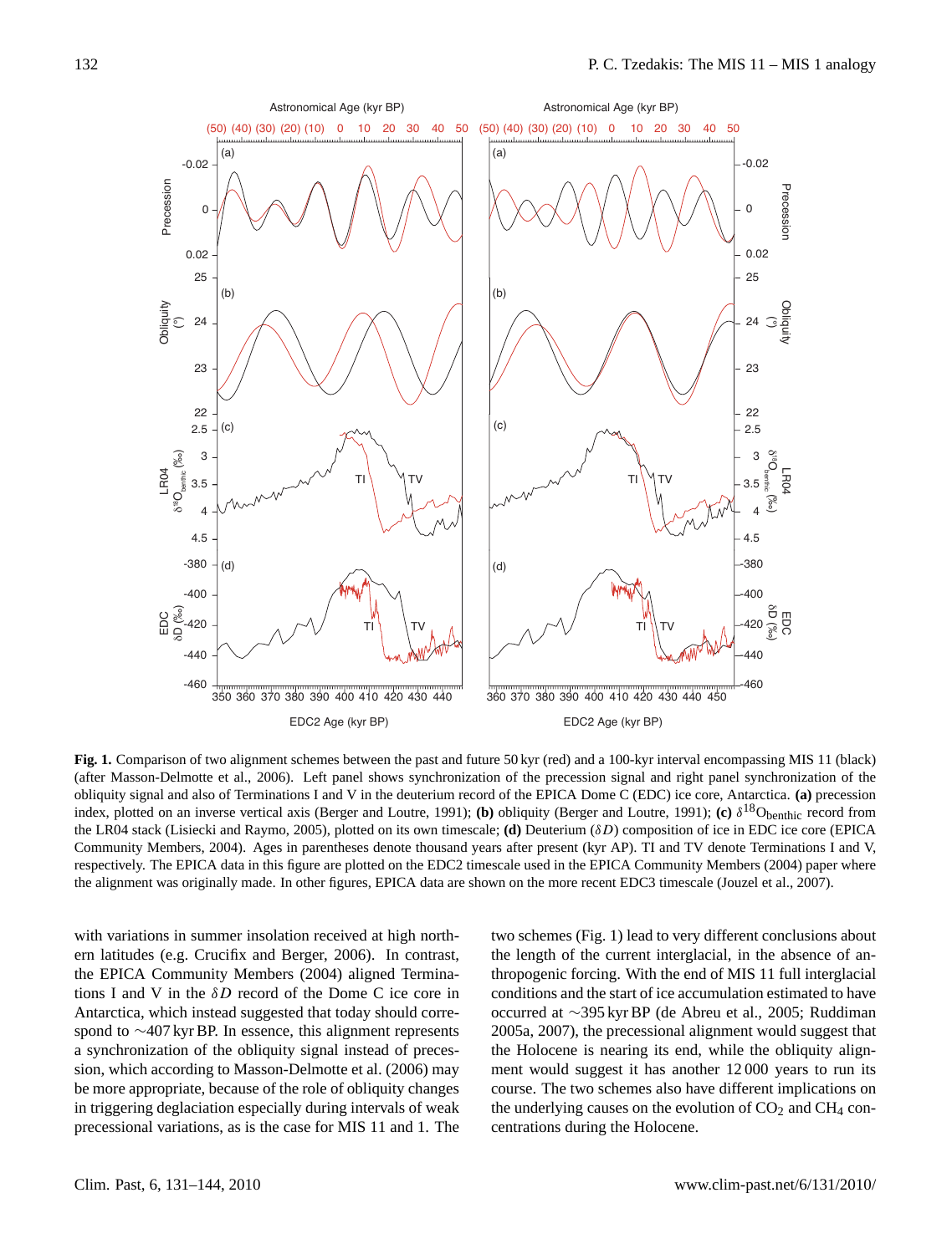Astronomical Age (kyr BP)
(50) (40) (30) (20) (10) 0 10 20 30 40 50

Precession
-0.02
0
0.02

Obliquity (°)
25
24
23
22

LR04 $\delta^{18}O_{benthic}$ (‰)
2.5
3
3.5
4
4.5

EDC $\delta D$ (‰)
-380
-400
-420
-440
-460

(a) (b) (c) (d)

TI TV

EDC2 Age (kyr BP)
350 360 370 380 390 400 410 420 430 440

360 370 380 390 400 410 420 430 440 450

**Fig. 1.** Comparison of two alignment schemes between the past and future 50 kyr (red) and a 100-kyr interval encompassing MIS 11 (black) (after Masson-Delmotte et al., 2006). Left panel shows synchronization of the precession signal and right panel synchronization of the obliquity signal and also of Terminations I and V in the deuterium record of the EPICA Dome C (EDC) ice core, Antarctica. **(a)** precession index, plotted on an inverse vertical axis (Berger and Loutre, 1991); **(b)** obliquity (Berger and Loutre, 1991); **(c)** $\delta^{18}O_{benthic}$ record from the LR04 stack (Lisiecki and Raymo, 2005), plotted on its own timescale; **(d)** Deuterium ($\delta D$) composition of ice in EDC ice core (EPICA Community Members, 2004). Ages in parentheses denote thousand years after present (kyr AP). TI and TV denote Terminations I and V, respectively. The EPICA data in this figure are plotted on the EDC2 timescale used in the EPICA Community Members (2004) paper where the alignment was originally made. In other figures, EPICA data are shown on the more recent EDC3 timescale (Jouzel et al., 2007).

with variations in summer insolation received at high northern latitudes (e.g. Crucifix and Berger, 2006). In contrast, the EPICA Community Members (2004) aligned Terminations I and V in the $\delta D$ record of the Dome C ice core in Antarctica, which instead suggested that today should correspond to ∼407 kyr BP. In essence, this alignment represents a synchronization of the obliquity signal instead of precession, which according to Masson-Delmotte et al. (2006) may be more appropriate, because of the role of obliquity changes in triggering deglaciation especially during intervals of weak precessional variations, as is the case for MIS 11 and 1. The two schemes (Fig. 1) lead to very different conclusions about the length of the current interglacial, in the absence of anthropogenic forcing. With the end of MIS 11 full interglacial conditions and the start of ice accumulation estimated to have occurred at ∼395 kyr BP (de Abreu et al., 2005; Ruddiman 2005a, 2007), the precessional alignment would suggest that the Holocene is nearing its end, while the obliquity alignment would suggest it has another 12 000 years to run its course. The two schemes also have different implications on the underlying causes on the evolution of $CO_2$ and $CH_4$ concentrations during the Holocene.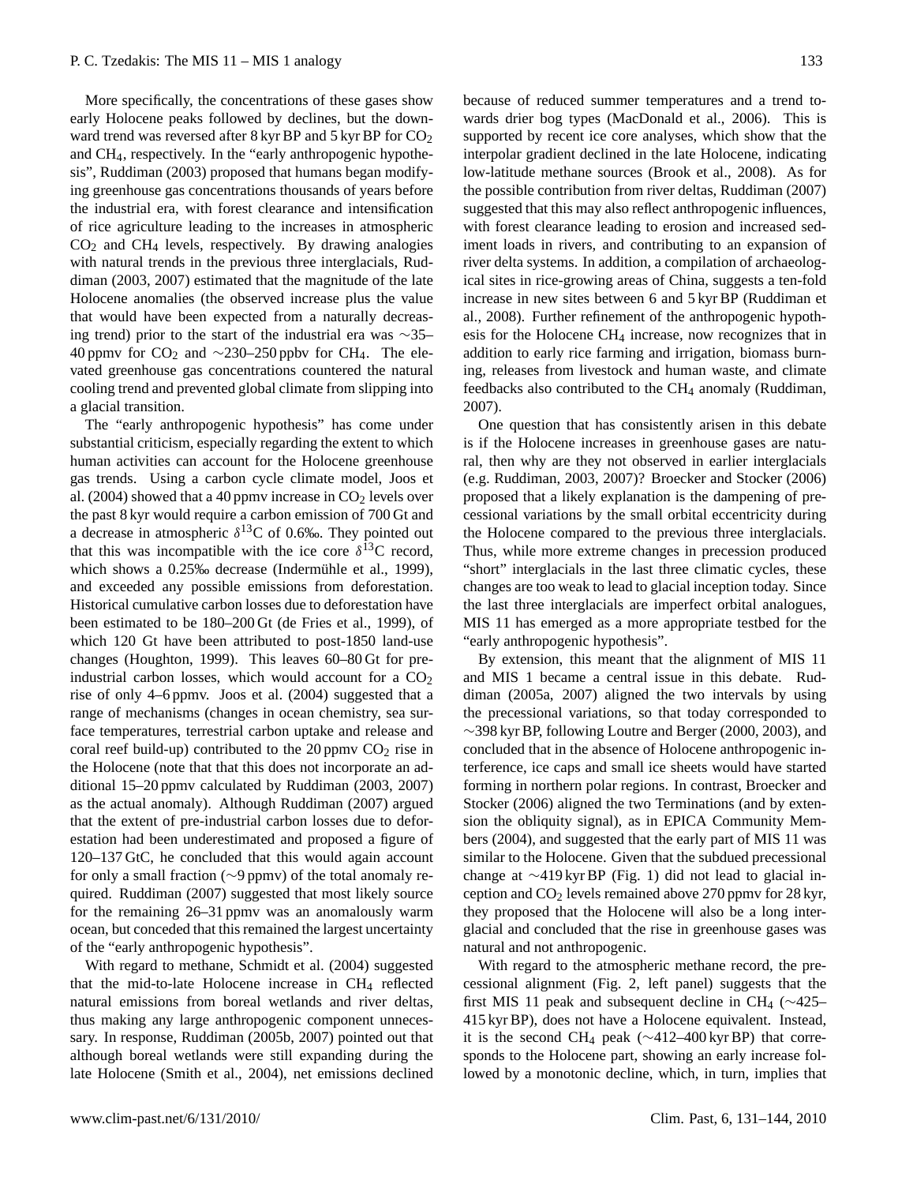More specifically, the concentrations of these gases show early Holocene peaks followed by declines, but the downward trend was reversed after 8 kyr BP and 5 kyr BP for $CO_2$ and $CH_4$, respectively. In the "early anthropogenic hypothesis", Ruddiman (2003) proposed that humans began modifying greenhouse gas concentrations thousands of years before the industrial era, with forest clearance and intensification of rice agriculture leading to the increases in atmospheric $CO_2$ and $CH_4$ levels, respectively. By drawing analogies with natural trends in the previous three interglacials, Ruddiman (2003, 2007) estimated that the magnitude of the late Holocene anomalies (the observed increase plus the value that would have been expected from a naturally decreasing trend) prior to the start of the industrial era was $\sim$35–40 ppmv for $CO_2$ and $\sim$230–250 ppbv for $CH_4$. The elevated greenhouse gas concentrations countered the natural cooling trend and prevented global climate from slipping into a glacial transition.

The "early anthropogenic hypothesis" has come under substantial criticism, especially regarding the extent to which human activities can account for the Holocene greenhouse gas trends. Using a carbon cycle climate model, Joos et al. (2004) showed that a 40 ppmv increase in $CO_2$ levels over the past 8 kyr would require a carbon emission of 700 Gt and a decrease in atmospheric $\delta^{13}$C of 0.6‰. They pointed out that this was incompatible with the ice core $\delta^{13}$C record, which shows a 0.25‰ decrease (Indermühle et al., 1999), and exceeded any possible emissions from deforestation. Historical cumulative carbon losses due to deforestation have been estimated to be 180–200 Gt (de Fries et al., 1999), of which 120 Gt have been attributed to post-1850 land-use changes (Houghton, 1999). This leaves 60–80 Gt for pre-industrial carbon losses, which would account for a $CO_2$ rise of only 4–6 ppmv. Joos et al. (2004) suggested that a range of mechanisms (changes in ocean chemistry, sea surface temperatures, terrestrial carbon uptake and release and coral reef build-up) contributed to the 20 ppmv $CO_2$ rise in the Holocene (note that that this does not incorporate an additional 15–20 ppmv calculated by Ruddiman (2003, 2007) as the actual anomaly). Although Ruddiman (2007) argued that the extent of pre-industrial carbon losses due to deforestation had been underestimated and proposed a figure of 120–137 GtC, he concluded that this would again account for only a small fraction ($\sim$9 ppmv) of the total anomaly required. Ruddiman (2007) suggested that most likely source for the remaining 26–31 ppmv was an anomalously warm ocean, but conceded that this remained the largest uncertainty of the "early anthropogenic hypothesis".

With regard to methane, Schmidt et al. (2004) suggested that the mid-to-late Holocene increase in $CH_4$ reflected natural emissions from boreal wetlands and river deltas, thus making any large anthropogenic component unnecessary. In response, Ruddiman (2005b, 2007) pointed out that although boreal wetlands were still expanding during the late Holocene (Smith et al., 2004), net emissions declined because of reduced summer temperatures and a trend towards drier bog types (MacDonald et al., 2006). This is supported by recent ice core analyses, which show that the interpolar gradient declined in the late Holocene, indicating low-latitude methane sources (Brook et al., 2008). As for the possible contribution from river deltas, Ruddiman (2007) suggested that this may also reflect anthropogenic influences, with forest clearance leading to erosion and increased sediment loads in rivers, and contributing to an expansion of river delta systems. In addition, a compilation of archaeological sites in rice-growing areas of China, suggests a ten-fold increase in new sites between 6 and 5 kyr BP (Ruddiman et al., 2008). Further refinement of the anthropogenic hypothesis for the Holocene $CH_4$ increase, now recognizes that in addition to early rice farming and irrigation, biomass burning, releases from livestock and human waste, and climate feedbacks also contributed to the $CH_4$ anomaly (Ruddiman, 2007).

One question that has consistently arisen in this debate is if the Holocene increases in greenhouse gases are natural, then why are they not observed in earlier interglacials (e.g. Ruddiman, 2003, 2007)? Broecker and Stocker (2006) proposed that a likely explanation is the dampening of precessional variations by the small orbital eccentricity during the Holocene compared to the previous three interglacials. Thus, while more extreme changes in precession produced "short" interglacials in the last three climatic cycles, these changes are too weak to lead to glacial inception today. Since the last three interglacials are imperfect orbital analogues, MIS 11 has emerged as a more appropriate testbed for the "early anthropogenic hypothesis".

By extension, this meant that the alignment of MIS 11 and MIS 1 became a central issue in this debate. Ruddiman (2005a, 2007) aligned the two intervals by using the precessional variations, so that today corresponded to $\sim$398 kyr BP, following Loutre and Berger (2000, 2003), and concluded that in the absence of Holocene anthropogenic interference, ice caps and small ice sheets would have started forming in northern polar regions. In contrast, Broecker and Stocker (2006) aligned the two Terminations (and by extension the obliquity signal), as in EPICA Community Members (2004), and suggested that the early part of MIS 11 was similar to the Holocene. Given that the subdued precessional change at $\sim$419 kyr BP (Fig. 1) did not lead to glacial inception and $CO_2$ levels remained above 270 ppmv for 28 kyr, they proposed that the Holocene will also be a long interglacial and concluded that the rise in greenhouse gases was natural and not anthropogenic.

With regard to the atmospheric methane record, the precessional alignment (Fig. 2, left panel) suggests that the first MIS 11 peak and subsequent decline in $CH_4$ ($\sim$425–415 kyr BP), does not have a Holocene equivalent. Instead, it is the second $CH_4$ peak ($\sim$412–400 kyr BP) that corresponds to the Holocene part, showing an early increase followed by a monotonic decline, which, in turn, implies that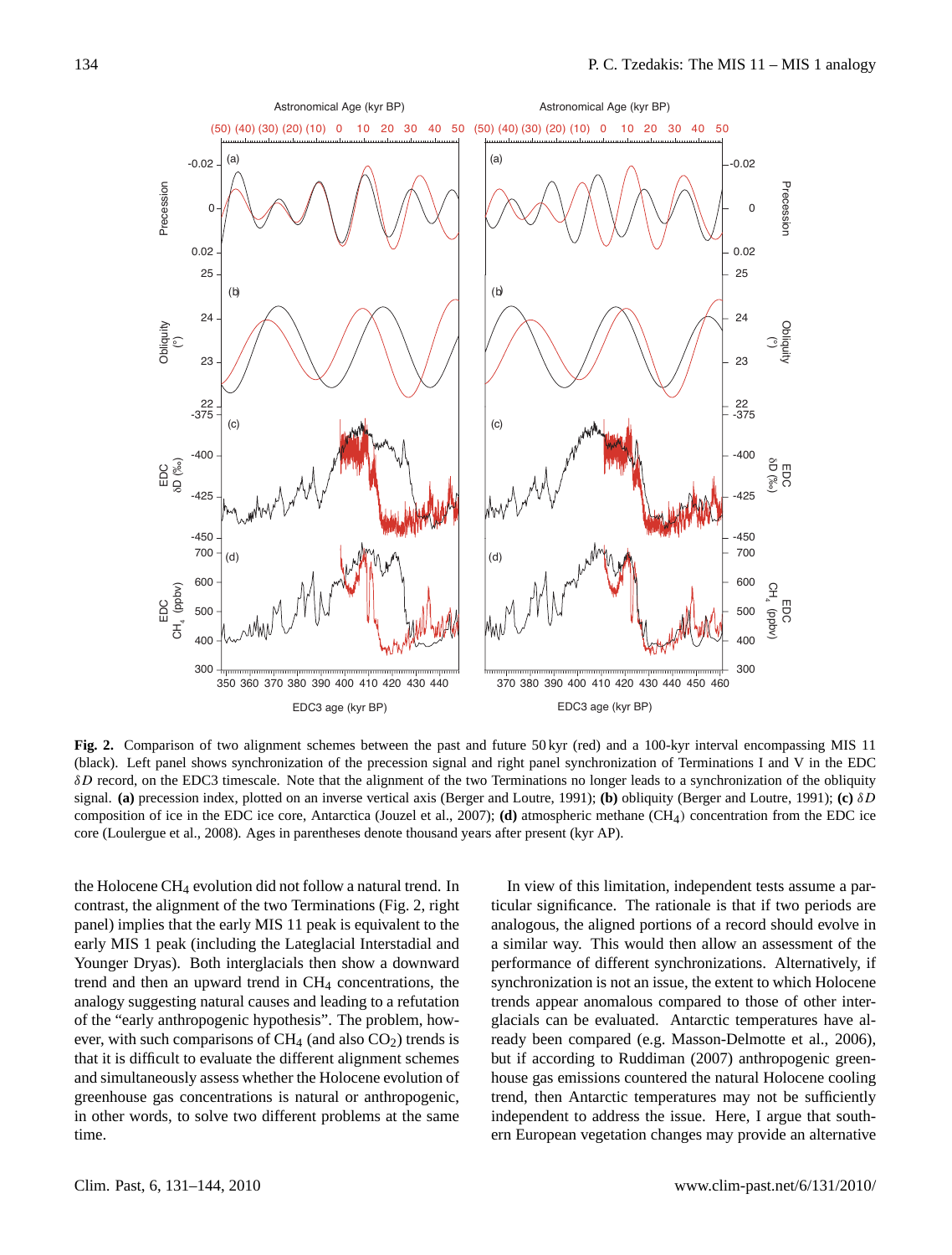Astronomical Age (kyr BP)

(50) (40) (30) (20) (10) 0 10 20 30 40 50

Astronomical Age (kyr BP)

(50) (40) (30) (20) (10) 0 10 20 30 40 50

(a)

Precession

-0.02

0

0.02

(b)

Obliquity (°)

25

24

23

22

(c)

EDC δD (‰)

-375

-400

-425

-450

(d)

EDC CH₄ (ppbv)

700

600

500

400

300

350 360 370 380 390 400 410 420 430 440

EDC3 age (kyr BP)

370 380 390 400 410 420 430 440 450 460

EDC3 age (kyr BP)

**Fig. 2.** Comparison of two alignment schemes between the past and future 50 kyr (red) and a 100-kyr interval encompassing MIS 11 (black). Left panel shows synchronization of the precession signal and right panel synchronization of Terminations I and V in the EDC $\delta D$ record, on the EDC3 timescale. Note that the alignment of the two Terminations no longer leads to a synchronization of the obliquity signal. **(a)** precession index, plotted on an inverse vertical axis (Berger and Loutre, 1991); **(b)** obliquity (Berger and Loutre, 1991); **(c)** $\delta D$ composition of ice in the EDC ice core, Antarctica (Jouzel et al., 2007); **(d)** atmospheric methane ($CH_4$) concentration from the EDC ice core (Loulergue et al., 2008). Ages in parentheses denote thousand years after present (kyr AP).

the Holocene $CH_4$ evolution did not follow a natural trend. In contrast, the alignment of the two Terminations (Fig. 2, right panel) implies that the early MIS 11 peak is equivalent to the early MIS 1 peak (including the Lateglacial Interstadial and Younger Dryas). Both interglacials then show a downward trend and then an upward trend in $CH_4$ concentrations, the analogy suggesting natural causes and leading to a refutation of the "early anthropogenic hypothesis". The problem, however, with such comparisons of $CH_4$ (and also $CO_2$) trends is that it is difficult to evaluate the different alignment schemes and simultaneously assess whether the Holocene evolution of greenhouse gas concentrations is natural or anthropogenic, in other words, to solve two different problems at the same time.

In view of this limitation, independent tests assume a particular significance. The rationale is that if two periods are analogous, the aligned portions of a record should evolve in a similar way. This would then allow an assessment of the performance of different synchronizations. Alternatively, if synchronization is not an issue, the extent to which Holocene trends appear anomalous compared to those of other interglacials can be evaluated. Antarctic temperatures have already been compared (e.g. Masson-Delmotte et al., 2006), but if according to Ruddiman (2007) anthropogenic greenhouse gas emissions countered the natural Holocene cooling trend, then Antarctic temperatures may not be sufficiently independent to address the issue. Here, I argue that southern European vegetation changes may provide an alternative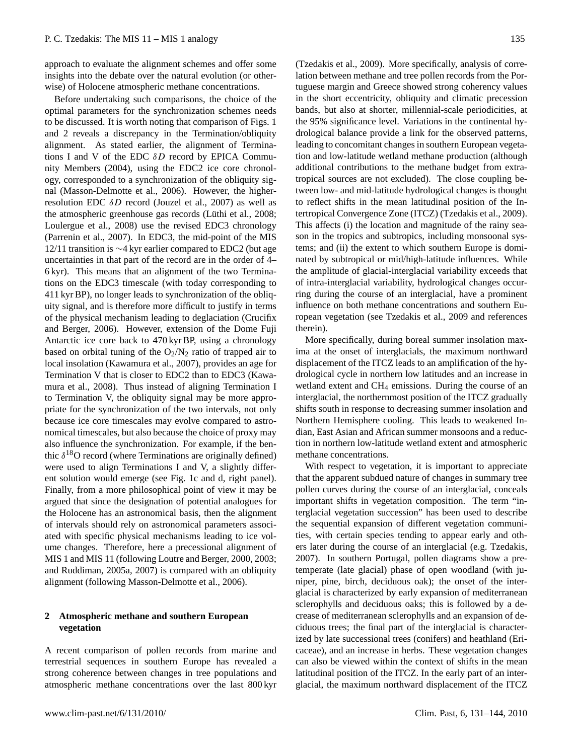approach to evaluate the alignment schemes and offer some insights into the debate over the natural evolution (or otherwise) of Holocene atmospheric methane concentrations.

Before undertaking such comparisons, the choice of the optimal parameters for the synchronization schemes needs to be discussed. It is worth noting that comparison of Figs. 1 and 2 reveals a discrepancy in the Termination/obliquity alignment. As stated earlier, the alignment of Terminations I and V of the EDC $\delta D$ record by EPICA Community Members (2004), using the EDC2 ice core chronology, corresponded to a synchronization of the obliquity signal (Masson-Delmotte et al., 2006). However, the higher-resolution EDC $\delta D$ record (Jouzel et al., 2007) as well as the atmospheric greenhouse gas records (Lüthi et al., 2008; Loulergue et al., 2008) use the revised EDC3 chronology (Parrenin et al., 2007). In EDC3, the mid-point of the MIS 12/11 transition is ∼4 kyr earlier compared to EDC2 (but age uncertainties in that part of the record are in the order of 4–6 kyr). This means that an alignment of the two Terminations on the EDC3 timescale (with today corresponding to 411 kyr BP), no longer leads to synchronization of the obliquity signal, and is therefore more difficult to justify in terms of the physical mechanism leading to deglaciation (Crucifix and Berger, 2006). However, extension of the Dome Fuji Antarctic ice core back to 470 kyr BP, using a chronology based on orbital tuning of the $O_2/N_2$ ratio of trapped air to local insolation (Kawamura et al., 2007), provides an age for Termination V that is closer to EDC2 than to EDC3 (Kawamura et al., 2008). Thus instead of aligning Termination I to Termination V, the obliquity signal may be more appropriate for the synchronization of the two intervals, not only because ice core timescales may evolve compared to astronomical timescales, but also because the choice of proxy may also influence the synchronization. For example, if the benthic $\delta^{18}O$ record (where Terminations are originally defined) were used to align Terminations I and V, a slightly different solution would emerge (see Fig. 1c and d, right panel). Finally, from a more philosophical point of view it may be argued that since the designation of potential analogues for the Holocene has an astronomical basis, then the alignment of intervals should rely on astronomical parameters associated with specific physical mechanisms leading to ice volume changes. Therefore, here a precessional alignment of MIS 1 and MIS 11 (following Loutre and Berger, 2000, 2003; and Ruddiman, 2005a, 2007) is compared with an obliquity alignment (following Masson-Delmotte et al., 2006).

## 2 Atmospheric methane and southern European vegetation

A recent comparison of pollen records from marine and terrestrial sequences in southern Europe has revealed a strong coherence between changes in tree populations and atmospheric methane concentrations over the last 800 kyr (Tzedakis et al., 2009). More specifically, analysis of correlation between methane and tree pollen records from the Portuguese margin and Greece showed strong coherency values in the short eccentricity, obliquity and climatic precession bands, but also at shorter, millennial-scale periodicities, at the 95% significance level. Variations in the continental hydrological balance provide a link for the observed patterns, leading to concomitant changes in southern European vegetation and low-latitude wetland methane production (although additional contributions to the methane budget from extratropical sources are not excluded). The close coupling between low- and mid-latitude hydrological changes is thought to reflect shifts in the mean latitudinal position of the Intertropical Convergence Zone (ITCZ) (Tzedakis et al., 2009). This affects (i) the location and magnitude of the rainy season in the tropics and subtropics, including monsoonal systems; and (ii) the extent to which southern Europe is dominated by subtropical or mid/high-latitude influences. While the amplitude of glacial-interglacial variability exceeds that of intra-interglacial variability, hydrological changes occurring during the course of an interglacial, have a prominent influence on both methane concentrations and southern European vegetation (see Tzedakis et al., 2009 and references therein).

More specifically, during boreal summer insolation maxima at the onset of interglacials, the maximum northward displacement of the ITCZ leads to an amplification of the hydrological cycle in northern low latitudes and an increase in wetland extent and $CH_4$ emissions. During the course of an interglacial, the northernmost position of the ITCZ gradually shifts south in response to decreasing summer insolation and Northern Hemisphere cooling. This leads to weakened Indian, East Asian and African summer monsoons and a reduction in northern low-latitude wetland extent and atmospheric methane concentrations.

With respect to vegetation, it is important to appreciate that the apparent subdued nature of changes in summary tree pollen curves during the course of an interglacial, conceals important shifts in vegetation composition. The term "interglacial vegetation succession" has been used to describe the sequential expansion of different vegetation communities, with certain species tending to appear early and others later during the course of an interglacial (e.g. Tzedakis, 2007). In southern Portugal, pollen diagrams show a pretemperate (late glacial) phase of open woodland (with juniper, pine, birch, deciduous oak); the onset of the interglacial is characterized by early expansion of mediterranean sclerophylls and deciduous oaks; this is followed by a decrease of mediterranean sclerophylls and an expansion of deciduous trees; the final part of the interglacial is characterized by late successional trees (conifers) and heathland (Ericaceae), and an increase in herbs. These vegetation changes can also be viewed within the context of shifts in the mean latitudinal position of the ITCZ. In the early part of an interglacial, the maximum northward displacement of the ITCZ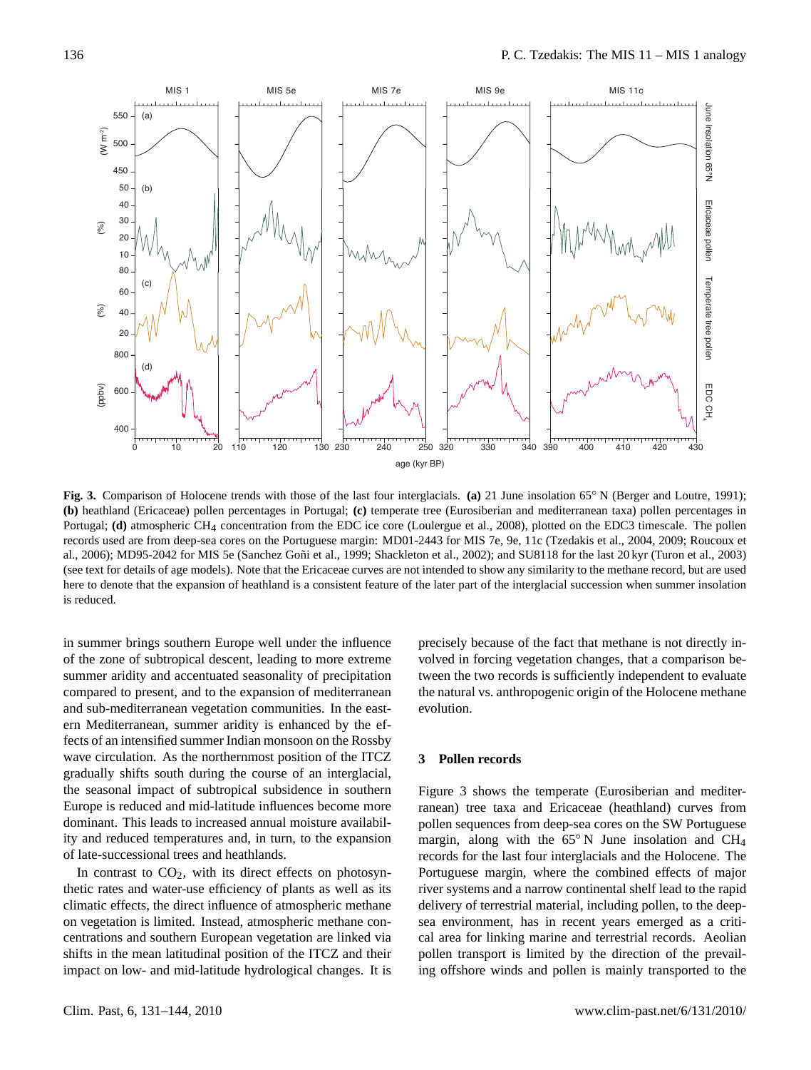MIS 1
MIS 5e
MIS 7e
MIS 9e
MIS 11c

550
500
450
(W m$^{-2}$)
(a)
June Insolation 65°N

50
40
30
20
10
(%)
(b)
Ericaceae pollen

80
60
40
20
(%)
(c)
Temperate tree pollen

800
600
400
(ppbv)
(d)
EDC $CH_4$

0 10 20
110 120 130
230 240 250
320 330 340
390 400 410 420 430
age (kyr BP)

**Fig. 3.** Comparison of Holocene trends with those of the last four interglacials. **(a)** 21 June insolation 65° N (Berger and Loutre, 1991); **(b)** heathland (Ericaceae) pollen percentages in Portugal; **(c)** temperate tree (Eurosiberian and mediterranean taxa) pollen percentages in Portugal; **(d)** atmospheric $CH_4$ concentration from the EDC ice core (Loulergue et al., 2008), plotted on the EDC3 timescale. The pollen records used are from deep-sea cores on the Portuguese margin: MD01-2443 for MIS 7e, 9e, 11c (Tzedakis et al., 2004, 2009; Roucoux et al., 2006); MD95-2042 for MIS 5e (Sanchez Goñi et al., 1999; Shackleton et al., 2002); and SU8118 for the last 20 kyr (Turon et al., 2003) (see text for details of age models). Note that the Ericaceae curves are not intended to show any similarity to the methane record, but are used here to denote that the expansion of heathland is a consistent feature of the later part of the interglacial succession when summer insolation is reduced.

in summer brings southern Europe well under the influence of the zone of subtropical descent, leading to more extreme summer aridity and accentuated seasonality of precipitation compared to present, and to the expansion of mediterranean and sub-mediterranean vegetation communities. In the eastern Mediterranean, summer aridity is enhanced by the effects of an intensified summer Indian monsoon on the Rossby wave circulation. As the northernmost position of the ITCZ gradually shifts south during the course of an interglacial, the seasonal impact of subtropical subsidence in southern Europe is reduced and mid-latitude influences become more dominant. This leads to increased annual moisture availability and reduced temperatures and, in turn, to the expansion of late-successional trees and heathlands.

In contrast to $CO_2$, with its direct effects on photosynthetic rates and water-use efficiency of plants as well as its climatic effects, the direct influence of atmospheric methane on vegetation is limited. Instead, atmospheric methane concentrations and southern European vegetation are linked via shifts in the mean latitudinal position of the ITCZ and their impact on low- and mid-latitude hydrological changes. It is precisely because of the fact that methane is not directly involved in forcing vegetation changes, that a comparison between the two records is sufficiently independent to evaluate the natural vs. anthropogenic origin of the Holocene methane evolution.

## 3 Pollen records

Figure 3 shows the temperate (Eurosiberian and mediterranean) tree taxa and Ericaceae (heathland) curves from pollen sequences from deep-sea cores on the SW Portuguese margin, along with the 65° N June insolation and $CH_4$ records for the last four interglacials and the Holocene. The Portuguese margin, where the combined effects of major river systems and a narrow continental shelf lead to the rapid delivery of terrestrial material, including pollen, to the deep-sea environment, has in recent years emerged as a critical area for linking marine and terrestrial records. Aeolian pollen transport is limited by the direction of the prevailing offshore winds and pollen is mainly transported to the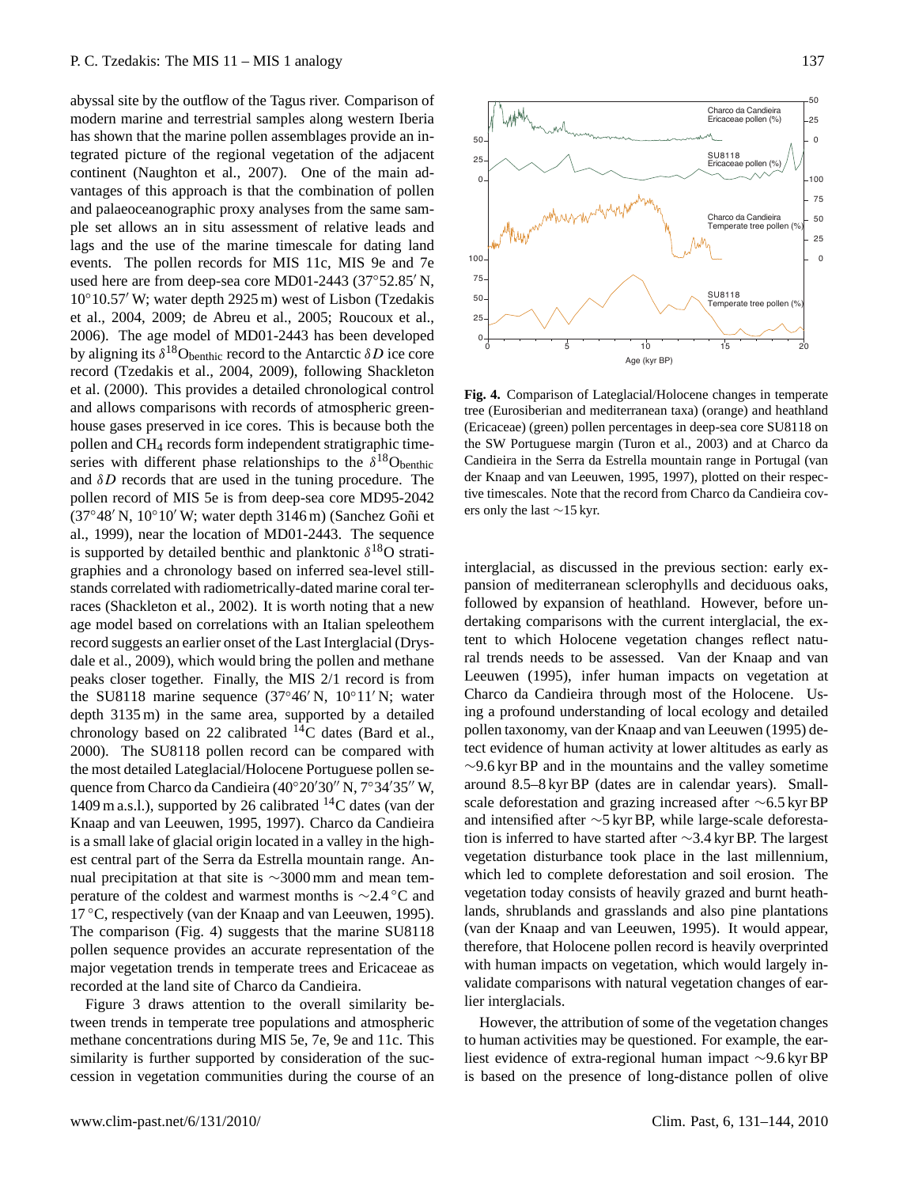abyssal site by the outflow of the Tagus river. Comparison of modern marine and terrestrial samples along western Iberia has shown that the marine pollen assemblages provide an integrated picture of the regional vegetation of the adjacent continent (Naughton et al., 2007). One of the main advantages of this approach is that the combination of pollen and palaeoceanographic proxy analyses from the same sample set allows an in situ assessment of relative leads and lags and the use of the marine timescale for dating land events. The pollen records for MIS 11c, MIS 9e and 7e used here are from deep-sea core MD01-2443 (37°52.85′ N, 10°10.57′ W; water depth 2925 m) west of Lisbon (Tzedakis et al., 2004, 2009; de Abreu et al., 2005; Roucoux et al., 2006). The age model of MD01-2443 has been developed by aligning its $\delta^{18}O_{benthic}$ record to the Antarctic $\delta D$ ice core record (Tzedakis et al., 2004, 2009), following Shackleton et al. (2000). This provides a detailed chronological control and allows comparisons with records of atmospheric greenhouse gases preserved in ice cores. This is because both the pollen and $CH_4$ records form independent stratigraphic time-series with different phase relationships to the $\delta^{18}O_{benthic}$ and $\delta D$ records that are used in the tuning procedure. The pollen record of MIS 5e is from deep-sea core MD95-2042 (37°48′ N, 10°10′ W; water depth 3146 m) (Sanchez Goñi et al., 1999), near the location of MD01-2443. The sequence is supported by detailed benthic and planktonic $\delta^{18}O$ stratigraphies and a chronology based on inferred sea-level still-stands correlated with radiometrically-dated marine coral terraces (Shackleton et al., 2002). It is worth noting that a new age model based on correlations with an Italian speleothem record suggests an earlier onset of the Last Interglacial (Drysdale et al., 2009), which would bring the pollen and methane peaks closer together. Finally, the MIS 2/1 record is from the SU8118 marine sequence (37°46′ N, 10°11′ N; water depth 3135 m) in the same area, supported by a detailed chronology based on 22 calibrated $^{14}C$ dates (Bard et al., 2000). The SU8118 pollen record can be compared with the most detailed Lateglacial/Holocene Portuguese pollen sequence from Charco da Candieira (40°20′30′′ N, 7°34′35′′ W, 1409 m a.s.l.), supported by 26 calibrated $^{14}C$ dates (van der Knaap and van Leeuwen, 1995, 1997). Charco da Candieira is a small lake of glacial origin located in a valley in the highest central part of the Serra da Estrella mountain range. Annual precipitation at that site is ∼3000 mm and mean temperature of the coldest and warmest months is ∼2.4 °C and 17 °C, respectively (van der Knaap and van Leeuwen, 1995). The comparison (Fig. 4) suggests that the marine SU8118 pollen sequence provides an accurate representation of the major vegetation trends in temperate trees and Ericaceae as recorded at the land site of Charco da Candieira.

Figure 3 draws attention to the overall similarity between trends in temperate tree populations and atmospheric methane concentrations during MIS 5e, 7e, 9e and 11c. This similarity is further supported by consideration of the succession in vegetation communities during the course of an

Charco da Candieira Ericaceae pollen (%)
SU8118 Ericaceae pollen (%)
Charco da Candieira Temperate tree pollen (%)
SU8118 Temperate tree pollen (%)
Age (kyr BP)
0 5 10 15 20

**Fig. 4.** Comparison of Lateglacial/Holocene changes in temperate tree (Eurosiberian and mediterranean taxa) (orange) and heathland (Ericaceae) (green) pollen percentages in deep-sea core SU8118 on the SW Portuguese margin (Turon et al., 2003) and at Charco da Candieira in the Serra da Estrella mountain range in Portugal (van der Knaap and van Leeuwen, 1995, 1997), plotted on their respective timescales. Note that the record from Charco da Candieira covers only the last ∼15 kyr.

interglacial, as discussed in the previous section: early expansion of mediterranean sclerophylls and deciduous oaks, followed by expansion of heathland. However, before undertaking comparisons with the current interglacial, the extent to which Holocene vegetation changes reflect natural trends needs to be assessed. Van der Knaap and van Leeuwen (1995), infer human impacts on vegetation at Charco da Candieira through most of the Holocene. Using a profound understanding of local ecology and detailed pollen taxonomy, van der Knaap and van Leeuwen (1995) detect evidence of human activity at lower altitudes as early as ∼9.6 kyr BP and in the mountains and the valley sometime around 8.5–8 kyr BP (dates are in calendar years). Small-scale deforestation and grazing increased after ∼6.5 kyr BP and intensified after ∼5 kyr BP, while large-scale deforestation is inferred to have started after ∼3.4 kyr BP. The largest vegetation disturbance took place in the last millennium, which led to complete deforestation and soil erosion. The vegetation today consists of heavily grazed and burnt heathlands, shrublands and grasslands and also pine plantations (van der Knaap and van Leeuwen, 1995). It would appear, therefore, that Holocene pollen record is heavily overprinted with human impacts on vegetation, which would largely invalidate comparisons with natural vegetation changes of earlier interglacials.

However, the attribution of some of the vegetation changes to human activities may be questioned. For example, the earliest evidence of extra-regional human impact ∼9.6 kyr BP is based on the presence of long-distance pollen of olive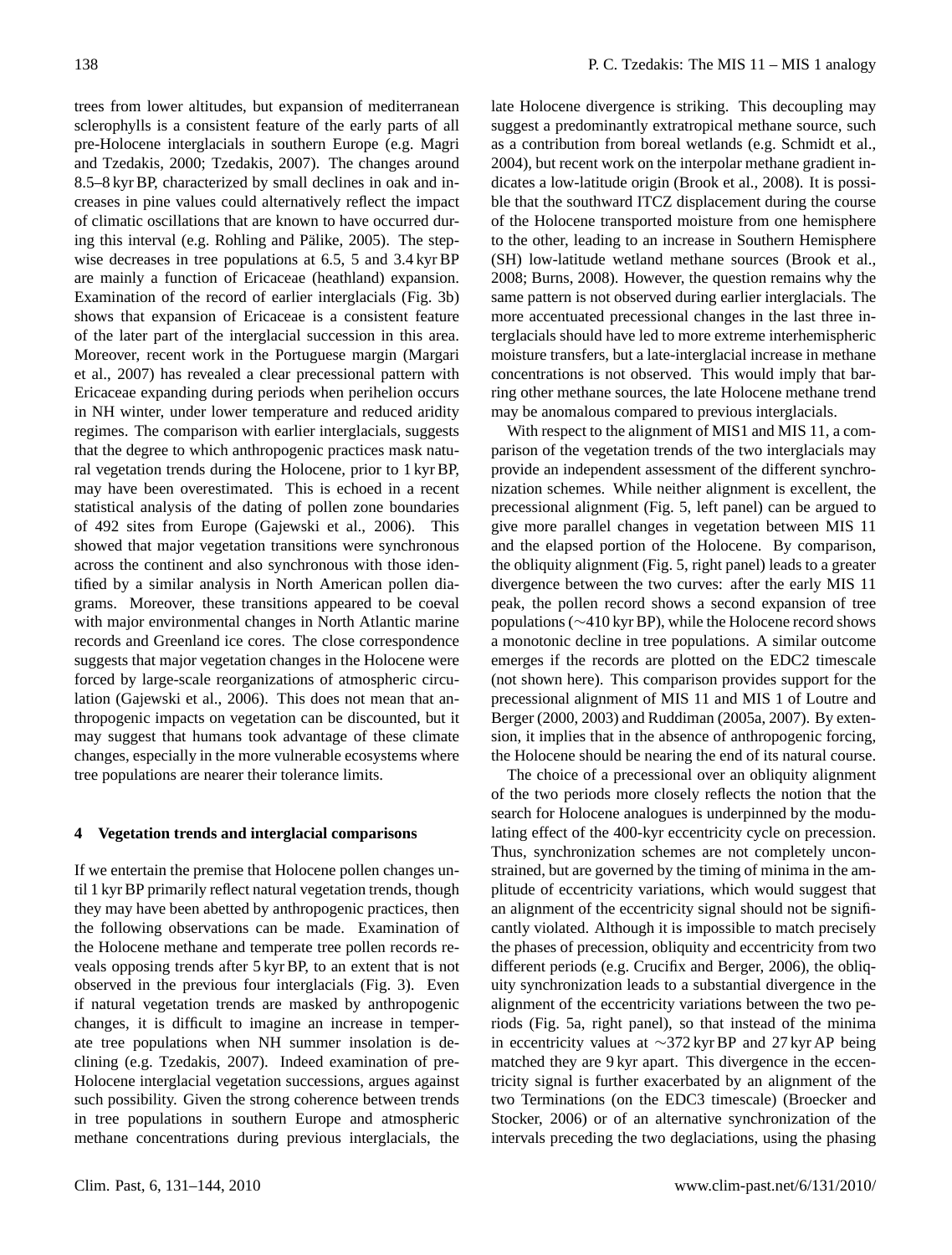trees from lower altitudes, but expansion of mediterranean sclerophylls is a consistent feature of the early parts of all pre-Holocene interglacials in southern Europe (e.g. Magri and Tzedakis, 2000; Tzedakis, 2007). The changes around 8.5–8 kyr BP, characterized by small declines in oak and increases in pine values could alternatively reflect the impact of climatic oscillations that are known to have occurred during this interval (e.g. Rohling and Pälike, 2005). The stepwise decreases in tree populations at 6.5, 5 and 3.4 kyr BP are mainly a function of Ericaceae (heathland) expansion. Examination of the record of earlier interglacials (Fig. 3b) shows that expansion of Ericaceae is a consistent feature of the later part of the interglacial succession in this area. Moreover, recent work in the Portuguese margin (Margari et al., 2007) has revealed a clear precessional pattern with Ericaceae expanding during periods when perihelion occurs in NH winter, under lower temperature and reduced aridity regimes. The comparison with earlier interglacials, suggests that the degree to which anthropogenic practices mask natural vegetation trends during the Holocene, prior to 1 kyr BP, may have been overestimated. This is echoed in a recent statistical analysis of the dating of pollen zone boundaries of 492 sites from Europe (Gajewski et al., 2006). This showed that major vegetation transitions were synchronous across the continent and also synchronous with those identified by a similar analysis in North American pollen diagrams. Moreover, these transitions appeared to be coeval with major environmental changes in North Atlantic marine records and Greenland ice cores. The close correspondence suggests that major vegetation changes in the Holocene were forced by large-scale reorganizations of atmospheric circulation (Gajewski et al., 2006). This does not mean that anthropogenic impacts on vegetation can be discounted, but it may suggest that humans took advantage of these climate changes, especially in the more vulnerable ecosystems where tree populations are nearer their tolerance limits.

## 4 Vegetation trends and interglacial comparisons

If we entertain the premise that Holocene pollen changes until 1 kyr BP primarily reflect natural vegetation trends, though they may have been abetted by anthropogenic practices, then the following observations can be made. Examination of the Holocene methane and temperate tree pollen records reveals opposing trends after 5 kyr BP, to an extent that is not observed in the previous four interglacials (Fig. 3). Even if natural vegetation trends are masked by anthropogenic changes, it is difficult to imagine an increase in temperate tree populations when NH summer insolation is declining (e.g. Tzedakis, 2007). Indeed examination of pre-Holocene interglacial vegetation successions, argues against such possibility. Given the strong coherence between trends in tree populations in southern Europe and atmospheric methane concentrations during previous interglacials, the late Holocene divergence is striking. This decoupling may suggest a predominantly extratropical methane source, such as a contribution from boreal wetlands (e.g. Schmidt et al., 2004), but recent work on the interpolar methane gradient indicates a low-latitude origin (Brook et al., 2008). It is possible that the southward ITCZ displacement during the course of the Holocene transported moisture from one hemisphere to the other, leading to an increase in Southern Hemisphere (SH) low-latitude wetland methane sources (Brook et al., 2008; Burns, 2008). However, the question remains why the same pattern is not observed during earlier interglacials. The more accentuated precessional changes in the last three interglacials should have led to more extreme interhemispheric moisture transfers, but a late-interglacial increase in methane concentrations is not observed. This would imply that barring other methane sources, the late Holocene methane trend may be anomalous compared to previous interglacials.

With respect to the alignment of MIS1 and MIS 11, a comparison of the vegetation trends of the two interglacials may provide an independent assessment of the different synchronization schemes. While neither alignment is excellent, the precessional alignment (Fig. 5, left panel) can be argued to give more parallel changes in vegetation between MIS 11 and the elapsed portion of the Holocene. By comparison, the obliquity alignment (Fig. 5, right panel) leads to a greater divergence between the two curves: after the early MIS 11 peak, the pollen record shows a second expansion of tree populations (∼410 kyr BP), while the Holocene record shows a monotonic decline in tree populations. A similar outcome emerges if the records are plotted on the EDC2 timescale (not shown here). This comparison provides support for the precessional alignment of MIS 11 and MIS 1 of Loutre and Berger (2000, 2003) and Ruddiman (2005a, 2007). By extension, it implies that in the absence of anthropogenic forcing, the Holocene should be nearing the end of its natural course.

The choice of a precessional over an obliquity alignment of the two periods more closely reflects the notion that the search for Holocene analogues is underpinned by the modulating effect of the 400-kyr eccentricity cycle on precession. Thus, synchronization schemes are not completely unconstrained, but are governed by the timing of minima in the amplitude of eccentricity variations, which would suggest that an alignment of the eccentricity signal should not be significantly violated. Although it is impossible to match precisely the phases of precession, obliquity and eccentricity from two different periods (e.g. Crucifix and Berger, 2006), the obliquity synchronization leads to a substantial divergence in the alignment of the eccentricity variations between the two periods (Fig. 5a, right panel), so that instead of the minima in eccentricity values at ∼372 kyr BP and 27 kyr AP being matched they are 9 kyr apart. This divergence in the eccentricity signal is further exacerbated by an alignment of the two Terminations (on the EDC3 timescale) (Broecker and Stocker, 2006) or of an alternative synchronization of the intervals preceding the two deglaciations, using the phasing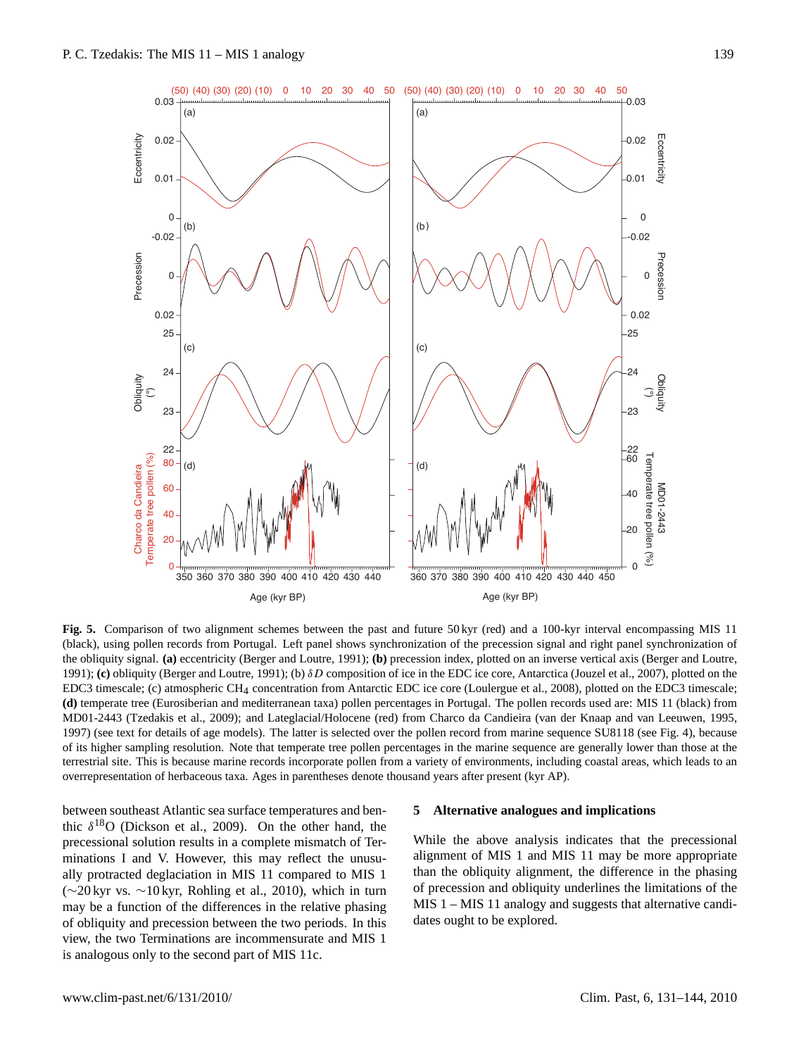**Fig. 5.** Comparison of two alignment schemes between the past and future 50 kyr (red) and a 100-kyr interval encompassing MIS 11 (black), using pollen records from Portugal. Left panel shows synchronization of the precession signal and right panel synchronization of the obliquity signal. **(a)** eccentricity (Berger and Loutre, 1991); **(b)** precession index, plotted on an inverse vertical axis (Berger and Loutre, 1991); **(c)** obliquity (Berger and Loutre, 1991); (b) $\delta D$ composition of ice in the EDC ice core, Antarctica (Jouzel et al., 2007), plotted on the EDC3 timescale; (c) atmospheric $CH_4$ concentration from Antarctic EDC ice core (Loulergue et al., 2008), plotted on the EDC3 timescale; **(d)** temperate tree (Eurosiberian and mediterranean taxa) pollen percentages in Portugal. The pollen records used are: MIS 11 (black) from MD01-2443 (Tzedakis et al., 2009); and Lateglacial/Holocene (red) from Charco da Candieira (van der Knaap and van Leeuwen, 1995, 1997) (see text for details of age models). The latter is selected over the pollen record from marine sequence SU8118 (see Fig. 4), because of its higher sampling resolution. Note that temperate tree pollen percentages in the marine sequence are generally lower than those at the terrestrial site. This is because marine records incorporate pollen from a variety of environments, including coastal areas, which leads to an overrepresentation of herbaceous taxa. Ages in parentheses denote thousand years after present (kyr AP).

between southeast Atlantic sea surface temperatures and benthic $\delta^{18}O$ (Dickson et al., 2009). On the other hand, the precessional solution results in a complete mismatch of Terminations I and V. However, this may reflect the unusually protracted deglaciation in MIS 11 compared to MIS 1 (~20 kyr vs. ~10 kyr, Rohling et al., 2010), which in turn may be a function of the differences in the relative phasing of obliquity and precession between the two periods. In this view, the two Terminations are incommensurate and MIS 1 is analogous only to the second part of MIS 11c.

## 5 Alternative analogues and implications

While the above analysis indicates that the precessional alignment of MIS 1 and MIS 11 may be more appropriate than the obliquity alignment, the difference in the phasing of precession and obliquity underlines the limitations of the MIS 1 – MIS 11 analogy and suggests that alternative candidates ought to be explored.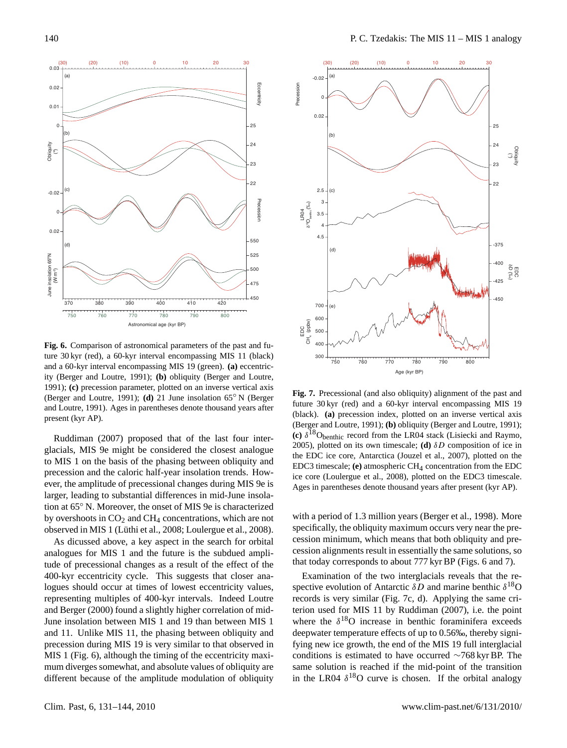(30) (20) (10) 0 10 20 30

0.03 (a) Eccentricity 0.02 0.01 0

(b) Obliquity (°) 25 24 23 22

(c) -0.02 0 0.02 Precession

(d) June insolation 65°N (W m⁻²) 550 525 500 475 450

370 380 390 400 410 420

750 760 770 780 790 800

Astronomical age (kyr BP)

**Fig. 6.** Comparison of astronomical parameters of the past and future 30 kyr (red), a 60-kyr interval encompassing MIS 11 (black) and a 60-kyr interval encompassing MIS 19 (green). **(a)** eccentricity (Berger and Loutre, 1991); **(b)** obliquity (Berger and Loutre, 1991); **(c)** precession parameter, plotted on an inverse vertical axis (Berger and Loutre, 1991); **(d)** 21 June insolation 65° N (Berger and Loutre, 1991). Ages in parentheses denote thousand years after present (kyr AP).

Ruddiman (2007) proposed that of the last four interglacials, MIS 9e might be considered the closest analogue to MIS 1 on the basis of the phasing between obliquity and precession and the caloric half-year insolation trends. However, the amplitude of precessional changes during MIS 9e is larger, leading to substantial differences in mid-June insolation at 65° N. Moreover, the onset of MIS 9e is characterized by overshoots in $CO_2$ and $CH_4$ concentrations, which are not observed in MIS 1 (Lüthi et al., 2008; Loulergue et al., 2008).

As dicussed above, a key aspect in the search for orbital analogues for MIS 1 and the future is the subdued amplitude of precessional changes as a result of the effect of the 400-kyr eccentricity cycle. This suggests that closer analogues should occur at times of lowest eccentricity values, representing multiples of 400-kyr intervals. Indeed Loutre and Berger (2000) found a slightly higher correlation of mid-June insolation between MIS 1 and 19 than between MIS 1 and 11. Unlike MIS 11, the phasing between obliquity and precession during MIS 19 is very similar to that observed in MIS 1 (Fig. 6), although the timing of the eccentricity maximum diverges somewhat, and absolute values of obliquity are different because of the amplitude modulation of obliquity

(30) (20) (10) 0 10 20 30

Precession -0.02 (a) 0 0.02

(b) Obliquity (°) 25 24 23 22

(c) LR04 $\delta^{18}O_{benthic}$ (‰) 2.5 3 3.5 4 4.5

(d) EDC δD (‰) -375 -400 -425 -450

(e) EDC $CH_4$ (ppbv) 700 600 500 400 300

750 760 770 780 790 800

Age (kyr BP)

**Fig. 7.** Precessional (and also obliquity) alignment of the past and future 30 kyr (red) and a 60-kyr interval encompassing MIS 19 (black). **(a)** precession index, plotted on an inverse vertical axis (Berger and Loutre, 1991); **(b)** obliquity (Berger and Loutre, 1991); **(c)** $\delta^{18}O_{benthic}$ record from the LR04 stack (Lisiecki and Raymo, 2005), plotted on its own timescale; **(d)** $\delta D$ composition of ice in the EDC ice core, Antarctica (Jouzel et al., 2007), plotted on the EDC3 timescale; **(e)** atmospheric $CH_4$ concentration from the EDC ice core (Loulergue et al., 2008), plotted on the EDC3 timescale. Ages in parentheses denote thousand years after present (kyr AP).

with a period of 1.3 million years (Berger et al., 1998). More specifically, the obliquity maximum occurs very near the precession minimum, which means that both obliquity and precession alignments result in essentially the same solutions, so that today corresponds to about 777 kyr BP (Figs. 6 and 7).

Examination of the two interglacials reveals that the respective evolution of Antarctic $\delta D$ and marine benthic $\delta^{18}O$ records is very similar (Fig. 7c, d). Applying the same criterion used for MIS 11 by Ruddiman (2007), i.e. the point where the $\delta^{18}O$ increase in benthic foraminifera exceeds deepwater temperature effects of up to 0.56‰, thereby signifying new ice growth, the end of the MIS 19 full interglacial conditions is estimated to have occurred ~768 kyr BP. The same solution is reached if the mid-point of the transition in the LR04 $\delta^{18}O$ curve is chosen. If the orbital analogy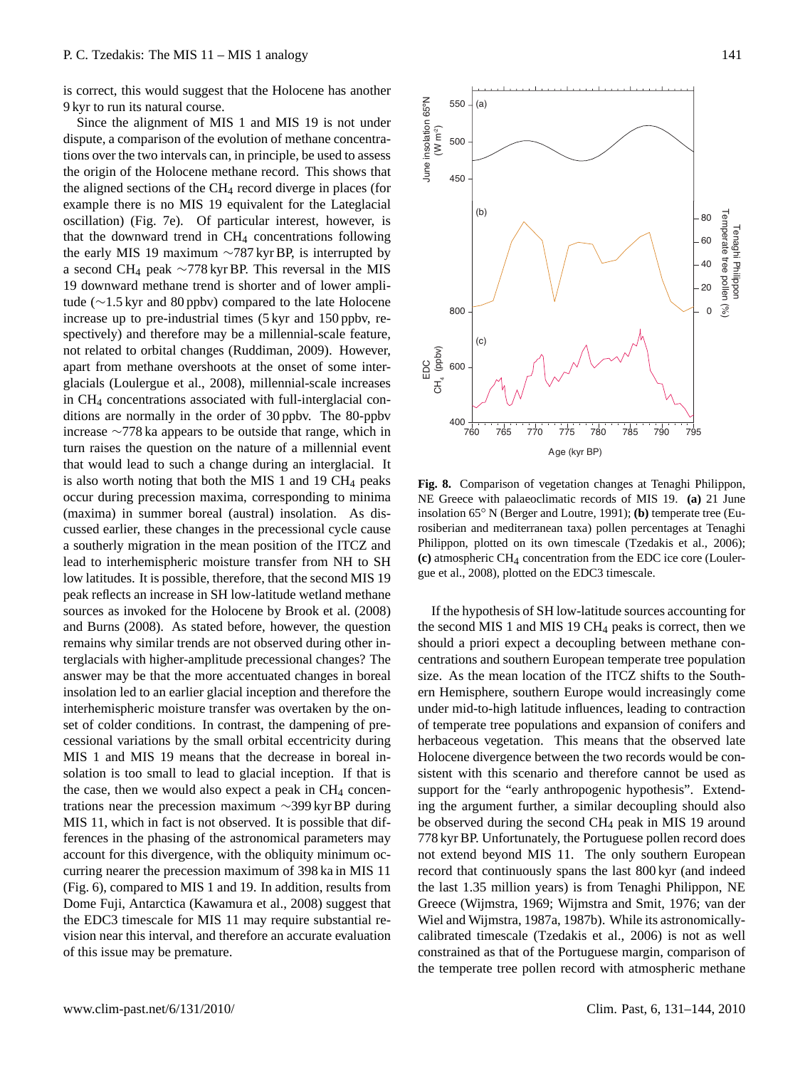is correct, this would suggest that the Holocene has another 9 kyr to run its natural course.

Since the alignment of MIS 1 and MIS 19 is not under dispute, a comparison of the evolution of methane concentrations over the two intervals can, in principle, be used to assess the origin of the Holocene methane record. This shows that the aligned sections of the $CH_4$ record diverge in places (for example there is no MIS 19 equivalent for the Lateglacial oscillation) (Fig. 7e). Of particular interest, however, is that the downward trend in $CH_4$ concentrations following the early MIS 19 maximum ∼787 kyr BP, is interrupted by a second $CH_4$ peak ∼778 kyr BP. This reversal in the MIS 19 downward methane trend is shorter and of lower amplitude (∼1.5 kyr and 80 ppbv) compared to the late Holocene increase up to pre-industrial times (5 kyr and 150 ppbv, respectively) and therefore may be a millennial-scale feature, not related to orbital changes (Ruddiman, 2009). However, apart from methane overshoots at the onset of some interglacials (Loulergue et al., 2008), millennial-scale increases in $CH_4$ concentrations associated with full-interglacial conditions are normally in the order of 30 ppbv. The 80-ppbv increase ∼778 ka appears to be outside that range, which in turn raises the question on the nature of a millennial event that would lead to such a change during an interglacial. It is also worth noting that both the MIS 1 and 19 $CH_4$ peaks occur during precession maxima, corresponding to minima (maxima) in summer boreal (austral) insolation. As discussed earlier, these changes in the precessional cycle cause a southerly migration in the mean position of the ITCZ and lead to interhemispheric moisture transfer from NH to SH low latitudes. It is possible, therefore, that the second MIS 19 peak reflects an increase in SH low-latitude wetland methane sources as invoked for the Holocene by Brook et al. (2008) and Burns (2008). As stated before, however, the question remains why similar trends are not observed during other interglacials with higher-amplitude precessional changes? The answer may be that the more accentuated changes in boreal insolation led to an earlier glacial inception and therefore the interhemispheric moisture transfer was overtaken by the onset of colder conditions. In contrast, the dampening of precessional variations by the small orbital eccentricity during MIS 1 and MIS 19 means that the decrease in boreal insolation is too small to lead to glacial inception. If that is the case, then we would also expect a peak in $CH_4$ concentrations near the precession maximum ∼399 kyr BP during MIS 11, which in fact is not observed. It is possible that differences in the phasing of the astronomical parameters may account for this divergence, with the obliquity minimum occurring nearer the precession maximum of 398 ka in MIS 11 (Fig. 6), compared to MIS 1 and 19. In addition, results from Dome Fuji, Antarctica (Kawamura et al., 2008) suggest that the EDC3 timescale for MIS 11 may require substantial revision near this interval, and therefore an accurate evaluation of this issue may be premature.

June insolation 65°N (W m$^{-2}$)
550 (a)
500
450
(b)
800
(c)
EDC $CH_4$ (ppbv)
600
400
760 765 770 775 780 785 790 795
Age (kyr BP)
80
60
40
20
0
Tenaghi Philippon Temperate tree pollen (%)

**Fig. 8.** Comparison of vegetation changes at Tenaghi Philippon, NE Greece with palaeoclimatic records of MIS 19. **(a)** 21 June insolation 65° N (Berger and Loutre, 1991); **(b)** temperate tree (Eurosiberian and mediterranean taxa) pollen percentages at Tenaghi Philippon, plotted on its own timescale (Tzedakis et al., 2006); **(c)** atmospheric $CH_4$ concentration from the EDC ice core (Loulergue et al., 2008), plotted on the EDC3 timescale.

If the hypothesis of SH low-latitude sources accounting for the second MIS 1 and MIS 19 $CH_4$ peaks is correct, then we should a priori expect a decoupling between methane concentrations and southern European temperate tree population size. As the mean location of the ITCZ shifts to the Southern Hemisphere, southern Europe would increasingly come under mid-to-high latitude influences, leading to contraction of temperate tree populations and expansion of conifers and herbaceous vegetation. This means that the observed late Holocene divergence between the two records would be consistent with this scenario and therefore cannot be used as support for the "early anthropogenic hypothesis". Extending the argument further, a similar decoupling should also be observed during the second $CH_4$ peak in MIS 19 around 778 kyr BP. Unfortunately, the Portuguese pollen record does not extend beyond MIS 11. The only southern European record that continuously spans the last 800 kyr (and indeed the last 1.35 million years) is from Tenaghi Philippon, NE Greece (Wijmstra, 1969; Wijmstra and Smit, 1976; van der Wiel and Wijmstra, 1987a, 1987b). While its astronomically-calibrated timescale (Tzedakis et al., 2006) is not as well constrained as that of the Portuguese margin, comparison of the temperate tree pollen record with atmospheric methane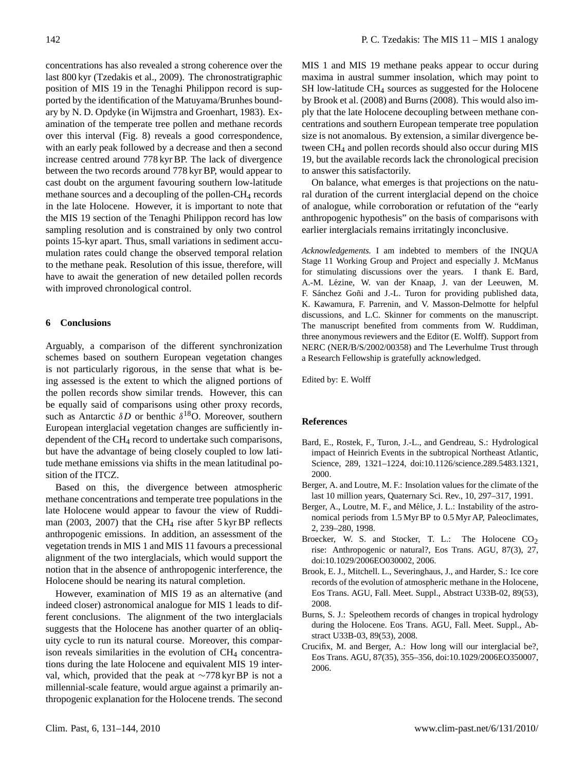concentrations has also revealed a strong coherence over the last 800 kyr (Tzedakis et al., 2009). The chronostratigraphic position of MIS 19 in the Tenaghi Philippon record is supported by the identification of the Matuyama/Brunhes boundary by N. D. Opdyke (in Wijmstra and Groenhart, 1983). Examination of the temperate tree pollen and methane records over this interval (Fig. 8) reveals a good correspondence, with an early peak followed by a decrease and then a second increase centred around 778 kyr BP. The lack of divergence between the two records around 778 kyr BP, would appear to cast doubt on the argument favouring southern low-latitude methane sources and a decoupling of the pollen-$CH_4$ records in the late Holocene. However, it is important to note that the MIS 19 section of the Tenaghi Philippon record has low sampling resolution and is constrained by only two control points 15-kyr apart. Thus, small variations in sediment accumulation rates could change the observed temporal relation to the methane peak. Resolution of this issue, therefore, will have to await the generation of new detailed pollen records with improved chronological control.

## 6 Conclusions

Arguably, a comparison of the different synchronization schemes based on southern European vegetation changes is not particularly rigorous, in the sense that what is being assessed is the extent to which the aligned portions of the pollen records show similar trends. However, this can be equally said of comparisons using other proxy records, such as Antarctic $\delta D$ or benthic $\delta^{18}O$. Moreover, southern European interglacial vegetation changes are sufficiently independent of the $CH_4$ record to undertake such comparisons, but have the advantage of being closely coupled to low latitude methane emissions via shifts in the mean latitudinal position of the ITCZ.

Based on this, the divergence between atmospheric methane concentrations and temperate tree populations in the late Holocene would appear to favour the view of Ruddiman (2003, 2007) that the $CH_4$ rise after 5 kyr BP reflects anthropogenic emissions. In addition, an assessment of the vegetation trends in MIS 1 and MIS 11 favours a precessional alignment of the two interglacials, which would support the notion that in the absence of anthropogenic interference, the Holocene should be nearing its natural completion.

However, examination of MIS 19 as an alternative (and indeed closer) astronomical analogue for MIS 1 leads to different conclusions. The alignment of the two interglacials suggests that the Holocene has another quarter of an obliquity cycle to run its natural course. Moreover, this comparison reveals similarities in the evolution of $CH_4$ concentrations during the late Holocene and equivalent MIS 19 interval, which, provided that the peak at ~778 kyr BP is not a millennial-scale feature, would argue against a primarily anthropogenic explanation for the Holocene trends. The second MIS 1 and MIS 19 methane peaks appear to occur during maxima in austral summer insolation, which may point to SH low-latitude $CH_4$ sources as suggested for the Holocene by Brook et al. (2008) and Burns (2008). This would also imply that the late Holocene decoupling between methane concentrations and southern European temperate tree population size is not anomalous. By extension, a similar divergence between $CH_4$ and pollen records should also occur during MIS 19, but the available records lack the chronological precision to answer this satisfactorily.

On balance, what emerges is that projections on the natural duration of the current interglacial depend on the choice of analogue, while corroboration or refutation of the "early anthropogenic hypothesis" on the basis of comparisons with earlier interglacials remains irritatingly inconclusive.

*Acknowledgements.* I am indebted to members of the INQUA Stage 11 Working Group and Project and especially J. McManus for stimulating discussions over the years. I thank E. Bard, A.-M. Lézine, W. van der Knaap, J. van der Leeuwen, M. F. Sánchez Goñi and J.-L. Turon for providing published data, K. Kawamura, F. Parrenin, and V. Masson-Delmotte for helpful discussions, and L.C. Skinner for comments on the manuscript. The manuscript benefited from comments from W. Ruddiman, three anonymous reviewers and the Editor (E. Wolff). Support from NERC (NER/B/S/2002/00358) and The Leverhulme Trust through a Research Fellowship is gratefully acknowledged.

Edited by: E. Wolff

## References

Bard, E., Rostek, F., Turon, J.-L., and Gendreau, S.: Hydrological impact of Heinrich Events in the subtropical Northeast Atlantic, Science, 289, 1321–1224, doi:10.1126/science.289.5483.1321, 2000.

Berger, A. and Loutre, M. F.: Insolation values for the climate of the last 10 million years, Quaternary Sci. Rev., 10, 297–317, 1991.

Berger, A., Loutre, M. F., and Mélice, J. L.: Instability of the astronomical periods from 1.5 Myr BP to 0.5 Myr AP, Paleoclimates, 2, 239–280, 1998.

Broecker, W. S. and Stocker, T. L.: The Holocene $CO_2$ rise: Anthropogenic or natural?, Eos Trans. AGU, 87(3), 27, doi:10.1029/2006EO030002, 2006.

Brook, E. J., Mitchell. L., Severinghaus, J., and Harder, S.: Ice core records of the evolution of atmospheric methane in the Holocene, Eos Trans. AGU, Fall. Meet. Suppl., Abstract U33B-02, 89(53), 2008.

Burns, S. J.: Speleothem records of changes in tropical hydrology during the Holocene. Eos Trans. AGU, Fall. Meet. Suppl., Abstract U33B-03, 89(53), 2008.

Crucifix, M. and Berger, A.: How long will our interglacial be?, Eos Trans. AGU, 87(35), 355–356, doi:10.1029/2006EO350007, 2006.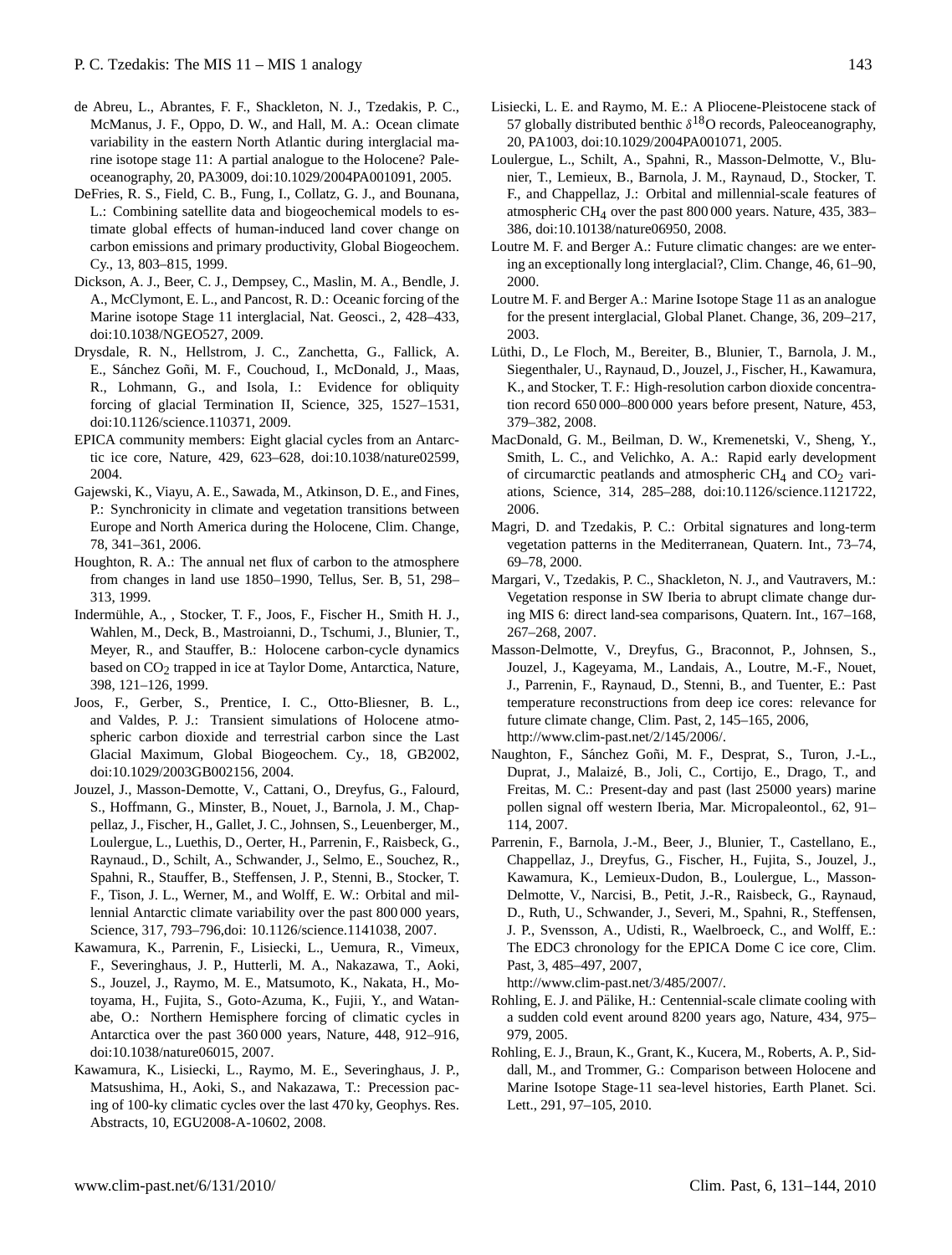de Abreu, L., Abrantes, F. F., Shackleton, N. J., Tzedakis, P. C., McManus, J. F., Oppo, D. W., and Hall, M. A.: Ocean climate variability in the eastern North Atlantic during interglacial marine isotope stage 11: A partial analogue to the Holocene? Paleoceanography, 20, PA3009, doi:10.1029/2004PA001091, 2005.

DeFries, R. S., Field, C. B., Fung, I., Collatz, G. J., and Bounana, L.: Combining satellite data and biogeochemical models to estimate global effects of human-induced land cover change on carbon emissions and primary productivity, Global Biogeochem. Cy., 13, 803–815, 1999.

Dickson, A. J., Beer, C. J., Dempsey, C., Maslin, M. A., Bendle, J. A., McClymont, E. L., and Pancost, R. D.: Oceanic forcing of the Marine isotope Stage 11 interglacial, Nat. Geosci., 2, 428–433, doi:10.1038/NGEO527, 2009.

Drysdale, R. N., Hellstrom, J. C., Zanchetta, G., Fallick, A. E., Sánchez Goñi, M. F., Couchoud, I., McDonald, J., Maas, R., Lohmann, G., and Isola, I.: Evidence for obliquity forcing of glacial Termination II, Science, 325, 1527–1531, doi:10.1126/science.110371, 2009.

EPICA community members: Eight glacial cycles from an Antarctic ice core, Nature, 429, 623–628, doi:10.1038/nature02599, 2004.

Gajewski, K., Viayu, A. E., Sawada, M., Atkinson, D. E., and Fines, P.: Synchronicity in climate and vegetation transitions between Europe and North America during the Holocene, Clim. Change, 78, 341–361, 2006.

Houghton, R. A.: The annual net flux of carbon to the atmosphere from changes in land use 1850–1990, Tellus, Ser. B, 51, 298–313, 1999.

Indermühle, A., , Stocker, T. F., Joos, F., Fischer H., Smith H. J., Wahlen, M., Deck, B., Mastroianni, D., Tschumi, J., Blunier, T., Meyer, R., and Stauffer, B.: Holocene carbon-cycle dynamics based on $CO_2$ trapped in ice at Taylor Dome, Antarctica, Nature, 398, 121–126, 1999.

Joos, F., Gerber, S., Prentice, I. C., Otto-Bliesner, B. L., and Valdes, P. J.: Transient simulations of Holocene atmospheric carbon dioxide and terrestrial carbon since the Last Glacial Maximum, Global Biogeochem. Cy., 18, GB2002, doi:10.1029/2003GB002156, 2004.

Jouzel, J., Masson-Demotte, V., Cattani, O., Dreyfus, G., Falourd, S., Hoffmann, G., Minster, B., Nouet, J., Barnola, J. M., Chappellaz, J., Fischer, H., Gallet, J. C., Johnsen, S., Leuenberger, M., Loulergue, L., Luethis, D., Oerter, H., Parrenin, F., Raisbeck, G., Raynaud., D., Schilt, A., Schwander, J., Selmo, E., Souchez, R., Spahni, R., Stauffer, B., Steffensen, J. P., Stenni, B., Stocker, T. F., Tison, J. L., Werner, M., and Wolff, E. W.: Orbital and millennial Antarctic climate variability over the past 800 000 years, Science, 317, 793–796,doi: 10.1126/science.1141038, 2007.

Kawamura, K., Parrenin, F., Lisiecki, L., Uemura, R., Vimeux, F., Severinghaus, J. P., Hutterli, M. A., Nakazawa, T., Aoki, S., Jouzel, J., Raymo, M. E., Matsumoto, K., Nakata, H., Motoyama, H., Fujita, S., Goto-Azuma, K., Fujii, Y., and Watanabe, O.: Northern Hemisphere forcing of climatic cycles in Antarctica over the past 360 000 years, Nature, 448, 912–916, doi:10.1038/nature06015, 2007.

Kawamura, K., Lisiecki, L., Raymo, M. E., Severinghaus, J. P., Matsushima, H., Aoki, S., and Nakazawa, T.: Precession pacing of 100-ky climatic cycles over the last 470 ky, Geophys. Res. Abstracts, 10, EGU2008-A-10602, 2008.

Lisiecki, L. E. and Raymo, M. E.: A Pliocene-Pleistocene stack of 57 globally distributed benthic $\delta^{18}O$ records, Paleoceanography, 20, PA1003, doi:10.1029/2004PA001071, 2005.

Loulergue, L., Schilt, A., Spahni, R., Masson-Delmotte, V., Blunier, T., Lemieux, B., Barnola, J. M., Raynaud, D., Stocker, T. F., and Chappellaz, J.: Orbital and millennial-scale features of atmospheric $CH_4$ over the past 800 000 years. Nature, 435, 383–386, doi:10.10138/nature06950, 2008.

Loutre M. F. and Berger A.: Future climatic changes: are we entering an exceptionally long interglacial?, Clim. Change, 46, 61–90, 2000.

Loutre M. F. and Berger A.: Marine Isotope Stage 11 as an analogue for the present interglacial, Global Planet. Change, 36, 209–217, 2003.

Lüthi, D., Le Floch, M., Bereiter, B., Blunier, T., Barnola, J. M., Siegenthaler, U., Raynaud, D., Jouzel, J., Fischer, H., Kawamura, K., and Stocker, T. F.: High-resolution carbon dioxide concentration record 650 000–800 000 years before present, Nature, 453, 379–382, 2008.

MacDonald, G. M., Beilman, D. W., Kremenetski, V., Sheng, Y., Smith, L. C., and Velichko, A. A.: Rapid early development of circumarctic peatlands and atmospheric $CH_4$ and $CO_2$ variations, Science, 314, 285–288, doi:10.1126/science.1121722, 2006.

Magri, D. and Tzedakis, P. C.: Orbital signatures and long-term vegetation patterns in the Mediterranean, Quatern. Int., 73–74, 69–78, 2000.

Margari, V., Tzedakis, P. C., Shackleton, N. J., and Vautravers, M.: Vegetation response in SW Iberia to abrupt climate change during MIS 6: direct land-sea comparisons, Quatern. Int., 167–168, 267–268, 2007.

Masson-Delmotte, V., Dreyfus, G., Braconnot, P., Johnsen, S., Jouzel, J., Kageyama, M., Landais, A., Loutre, M.-F., Nouet, J., Parrenin, F., Raynaud, D., Stenni, B., and Tuenter, E.: Past temperature reconstructions from deep ice cores: relevance for future climate change, Clim. Past, 2, 145–165, 2006, http://www.clim-past.net/2/145/2006/.

Naughton, F., Sánchez Goñi, M. F., Desprat, S., Turon, J.-L., Duprat, J., Malaizé, B., Joli, C., Cortijo, E., Drago, T., and Freitas, M. C.: Present-day and past (last 25000 years) marine pollen signal off western Iberia, Mar. Micropaleontol., 62, 91–114, 2007.

Parrenin, F., Barnola, J.-M., Beer, J., Blunier, T., Castellano, E., Chappellaz, J., Dreyfus, G., Fischer, H., Fujita, S., Jouzel, J., Kawamura, K., Lemieux-Dudon, B., Loulergue, L., Masson-Delmotte, V., Narcisi, B., Petit, J.-R., Raisbeck, G., Raynaud, D., Ruth, U., Schwander, J., Severi, M., Spahni, R., Steffensen, J. P., Svensson, A., Udisti, R., Waelbroeck, C., and Wolff, E.: The EDC3 chronology for the EPICA Dome C ice core, Clim. Past, 3, 485–497, 2007, http://www.clim-past.net/3/485/2007/.

Rohling, E. J. and Pälike, H.: Centennial-scale climate cooling with a sudden cold event around 8200 years ago, Nature, 434, 975–979, 2005.

Rohling, E. J., Braun, K., Grant, K., Kucera, M., Roberts, A. P., Siddall, M., and Trommer, G.: Comparison between Holocene and Marine Isotope Stage-11 sea-level histories, Earth Planet. Sci. Lett., 291, 97–105, 2010.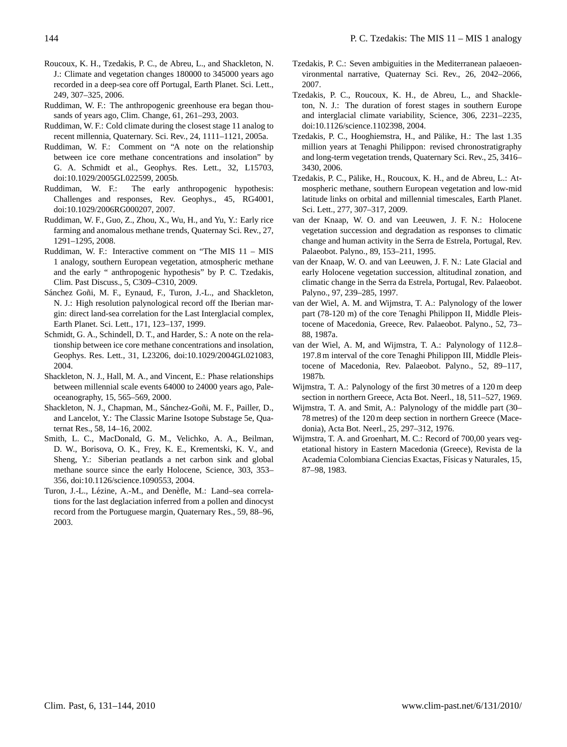Roucoux, K. H., Tzedakis, P. C., de Abreu, L., and Shackleton, N. J.: Climate and vegetation changes 180000 to 345000 years ago recorded in a deep-sea core off Portugal, Earth Planet. Sci. Lett., 249, 307–325, 2006.

Ruddiman, W. F.: The anthropogenic greenhouse era began thousands of years ago, Clim. Change, 61, 261–293, 2003.

Ruddiman, W. F.: Cold climate during the closest stage 11 analog to recent millennia, Quaternary. Sci. Rev., 24, 1111–1121, 2005a.

Ruddiman, W. F.: Comment on "A note on the relationship between ice core methane concentrations and insolation" by G. A. Schmidt et al., Geophys. Res. Lett., 32, L15703, doi:10.1029/2005GL022599, 2005b.

Ruddiman, W. F.: The early anthropogenic hypothesis: Challenges and responses, Rev. Geophys., 45, RG4001, doi:10.1029/2006RG000207, 2007.

Ruddiman, W. F., Guo, Z., Zhou, X., Wu, H., and Yu, Y.: Early rice farming and anomalous methane trends, Quaternay Sci. Rev., 27, 1291–1295, 2008.

Ruddiman, W. F.: Interactive comment on "The MIS 11 – MIS 1 analogy, southern European vegetation, atmospheric methane and the early " anthropogenic hypothesis" by P. C. Tzedakis, Clim. Past Discuss., 5, C309–C310, 2009.

Sánchez Goñi, M. F., Eynaud, F., Turon, J.-L., and Shackleton, N. J.: High resolution palynological record off the Iberian margin: direct land-sea correlation for the Last Interglacial complex, Earth Planet. Sci. Lett., 171, 123–137, 1999.

Schmidt, G. A., Schindell, D. T., and Harder, S.: A note on the relationship between ice core methane concentrations and insolation, Geophys. Res. Lett., 31, L23206, doi:10.1029/2004GL021083, 2004.

Shackleton, N. J., Hall, M. A., and Vincent, E.: Phase relationships between millennial scale events 64000 to 24000 years ago, Paleoceanography, 15, 565–569, 2000.

Shackleton, N. J., Chapman, M., Sánchez-Goñi, M. F., Pailler, D., and Lancelot, Y.: The Classic Marine Isotope Substage 5e, Quaternat Res., 58, 14–16, 2002.

Smith, L. C., MacDonald, G. M., Velichko, A. A., Beilman, D. W., Borisova, O. K., Frey, K. E., Krementski, K. V., and Sheng, Y.: Siberian peatlands a net carbon sink and global methane source since the early Holocene, Science, 303, 353–356, doi:10.1126/science.1090553, 2004.

Turon, J.-L., Lézine, A.-M., and Denèfle, M.: Land–sea correlations for the last deglaciation inferred from a pollen and dinocyst record from the Portuguese margin, Quaternary Res., 59, 88–96, 2003.

Tzedakis, P. C.: Seven ambiguities in the Mediterranean palaeoenvironmental narrative, Quaternay Sci. Rev., 26, 2042–2066, 2007.

Tzedakis, P. C., Roucoux, K. H., de Abreu, L., and Shackleton, N. J.: The duration of forest stages in southern Europe and interglacial climate variability, Science, 306, 2231–2235, doi:10.1126/science.1102398, 2004.

Tzedakis, P. C., Hooghiemstra, H., and Pälike, H.: The last 1.35 million years at Tenaghi Philippon: revised chronostratigraphy and long-term vegetation trends, Quaternary Sci. Rev., 25, 3416–3430, 2006.

Tzedakis, P. C., Pälike, H., Roucoux, K. H., and de Abreu, L.: Atmospheric methane, southern European vegetation and low-mid latitude links on orbital and millennial timescales, Earth Planet. Sci. Lett., 277, 307–317, 2009.

van der Knaap, W. O. and van Leeuwen, J. F. N.: Holocene vegetation succession and degradation as responses to climatic change and human activity in the Serra de Estrela, Portugal, Rev. Palaeobot. Palyno., 89, 153–211, 1995.

van der Knaap, W. O. and van Leeuwen, J. F. N.: Late Glacial and early Holocene vegetation succession, altitudinal zonation, and climatic change in the Serra da Estrela, Portugal, Rev. Palaeobot. Palyno., 97, 239–285, 1997.

van der Wiel, A. M. and Wijmstra, T. A.: Palynology of the lower part (78-120 m) of the core Tenaghi Philippon II, Middle Pleistocene of Macedonia, Greece, Rev. Palaeobot. Palyno., 52, 73–88, 1987a.

van der Wiel, A. M, and Wijmstra, T. A.: Palynology of 112.8–197.8 m interval of the core Tenaghi Philippon III, Middle Pleistocene of Macedonia, Rev. Palaeobot. Palyno., 52, 89–117, 1987b.

Wijmstra, T. A.: Palynology of the first 30 metres of a 120 m deep section in northern Greece, Acta Bot. Neerl., 18, 511–527, 1969.

Wijmstra, T. A. and Smit, A.: Palynology of the middle part (30–78 metres) of the 120 m deep section in northern Greece (Macedonia), Acta Bot. Neerl., 25, 297–312, 1976.

Wijmstra, T. A. and Groenhart, M. C.: Record of 700,00 years vegetational history in Eastern Macedonia (Greece), Revista de la Academia Colombiana Ciencias Exactas, Físicas y Naturales, 15, 87–98, 1983.